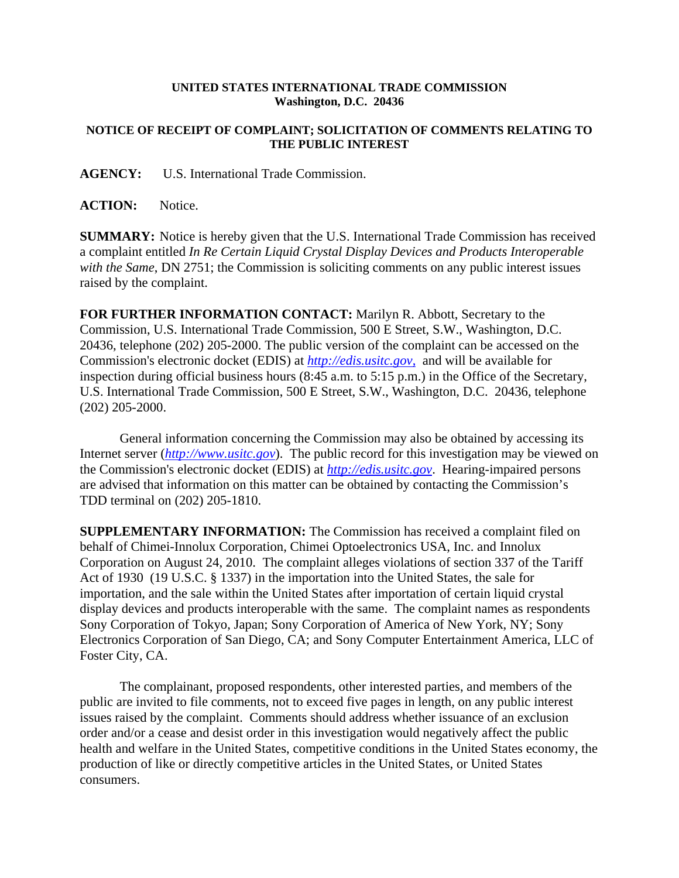**UNITED STATES INTERNATIONAL TRADE COMMISSION**
**Washington, D.C. 20436**

**NOTICE OF RECEIPT OF COMPLAINT; SOLICITATION OF COMMENTS RELATING TO THE PUBLIC INTEREST**

**AGENCY:** U.S. International Trade Commission.

**ACTION:** Notice.

**SUMMARY:** Notice is hereby given that the U.S. International Trade Commission has received a complaint entitled *In Re Certain Liquid Crystal Display Devices and Products Interoperable with the Same*, DN 2751; the Commission is soliciting comments on any public interest issues raised by the complaint.

**FOR FURTHER INFORMATION CONTACT:** Marilyn R. Abbott, Secretary to the Commission, U.S. International Trade Commission, 500 E Street, S.W., Washington, D.C. 20436, telephone (202) 205-2000. The public version of the complaint can be accessed on the Commission's electronic docket (EDIS) at *http://edis.usitc.gov*, and will be available for inspection during official business hours (8:45 a.m. to 5:15 p.m.) in the Office of the Secretary, U.S. International Trade Commission, 500 E Street, S.W., Washington, D.C. 20436, telephone (202) 205-2000.

General information concerning the Commission may also be obtained by accessing its Internet server (*http://www.usitc.gov*). The public record for this investigation may be viewed on the Commission's electronic docket (EDIS) at *http://edis.usitc.gov*. Hearing-impaired persons are advised that information on this matter can be obtained by contacting the Commission's TDD terminal on (202) 205-1810.

**SUPPLEMENTARY INFORMATION:** The Commission has received a complaint filed on behalf of Chimei-Innolux Corporation, Chimei Optoelectronics USA, Inc. and Innolux Corporation on August 24, 2010. The complaint alleges violations of section 337 of the Tariff Act of 1930 (19 U.S.C. § 1337) in the importation into the United States, the sale for importation, and the sale within the United States after importation of certain liquid crystal display devices and products interoperable with the same. The complaint names as respondents Sony Corporation of Tokyo, Japan; Sony Corporation of America of New York, NY; Sony Electronics Corporation of San Diego, CA; and Sony Computer Entertainment America, LLC of Foster City, CA.

The complainant, proposed respondents, other interested parties, and members of the public are invited to file comments, not to exceed five pages in length, on any public interest issues raised by the complaint. Comments should address whether issuance of an exclusion order and/or a cease and desist order in this investigation would negatively affect the public health and welfare in the United States, competitive conditions in the United States economy, the production of like or directly competitive articles in the United States, or United States consumers.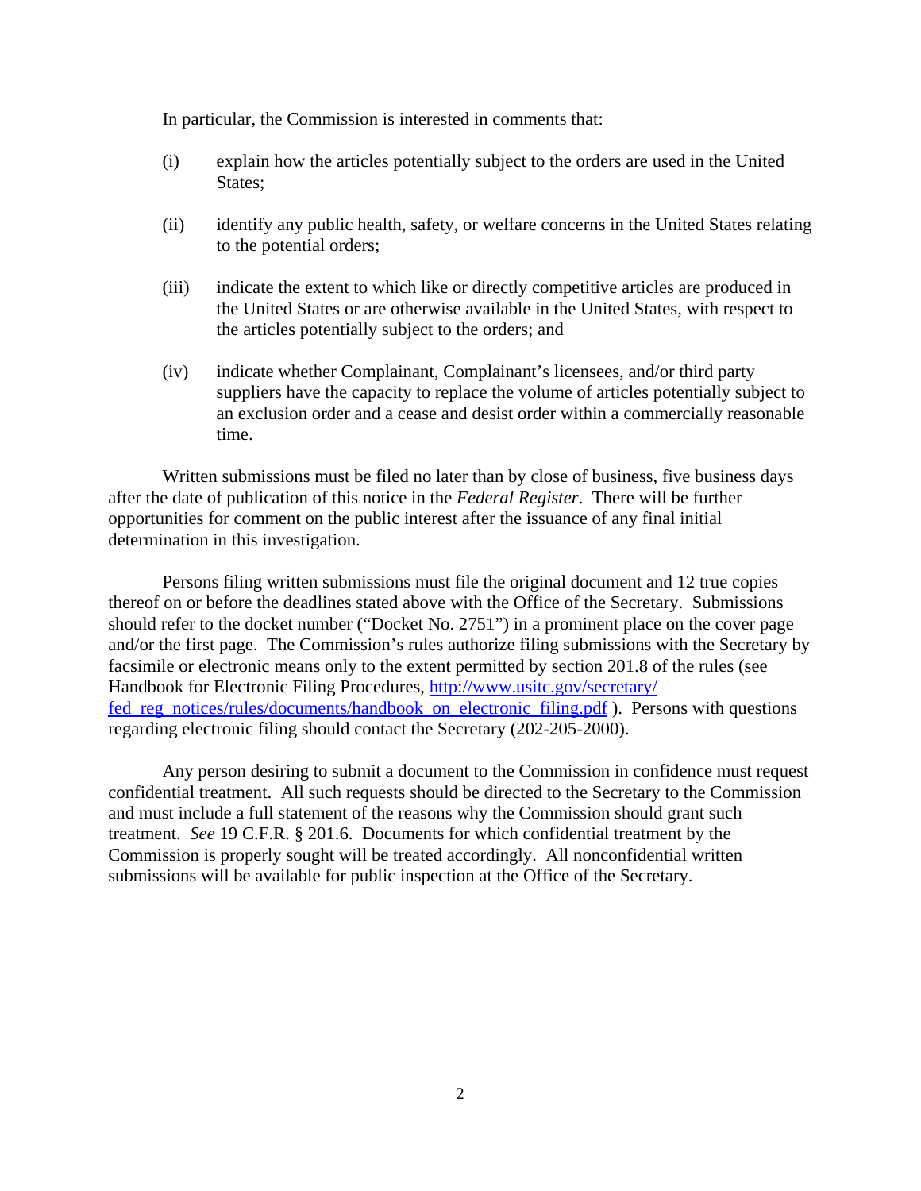In particular, the Commission is interested in comments that:

(i) explain how the articles potentially subject to the orders are used in the United States;

(ii) identify any public health, safety, or welfare concerns in the United States relating to the potential orders;

(iii) indicate the extent to which like or directly competitive articles are produced in the United States or are otherwise available in the United States, with respect to the articles potentially subject to the orders; and

(iv) indicate whether Complainant, Complainant's licensees, and/or third party suppliers have the capacity to replace the volume of articles potentially subject to an exclusion order and a cease and desist order within a commercially reasonable time.

Written submissions must be filed no later than by close of business, five business days after the date of publication of this notice in the *Federal Register*. There will be further opportunities for comment on the public interest after the issuance of any final initial determination in this investigation.

Persons filing written submissions must file the original document and 12 true copies thereof on or before the deadlines stated above with the Office of the Secretary. Submissions should refer to the docket number ("Docket No. 2751") in a prominent place on the cover page and/or the first page. The Commission's rules authorize filing submissions with the Secretary by facsimile or electronic means only to the extent permitted by section 201.8 of the rules (see Handbook for Electronic Filing Procedures, [http://www.usitc.gov/secretary/fed_reg_notices/rules/documents/handbook_on_electronic_filing.pdf](http://www.usitc.gov/secretary/fed_reg_notices/rules/documents/handbook_on_electronic_filing.pdf) ). Persons with questions regarding electronic filing should contact the Secretary (202-205-2000).

Any person desiring to submit a document to the Commission in confidence must request confidential treatment. All such requests should be directed to the Secretary to the Commission and must include a full statement of the reasons why the Commission should grant such treatment. *See* 19 C.F.R. § 201.6. Documents for which confidential treatment by the Commission is properly sought will be treated accordingly. All nonconfidential written submissions will be available for public inspection at the Office of the Secretary.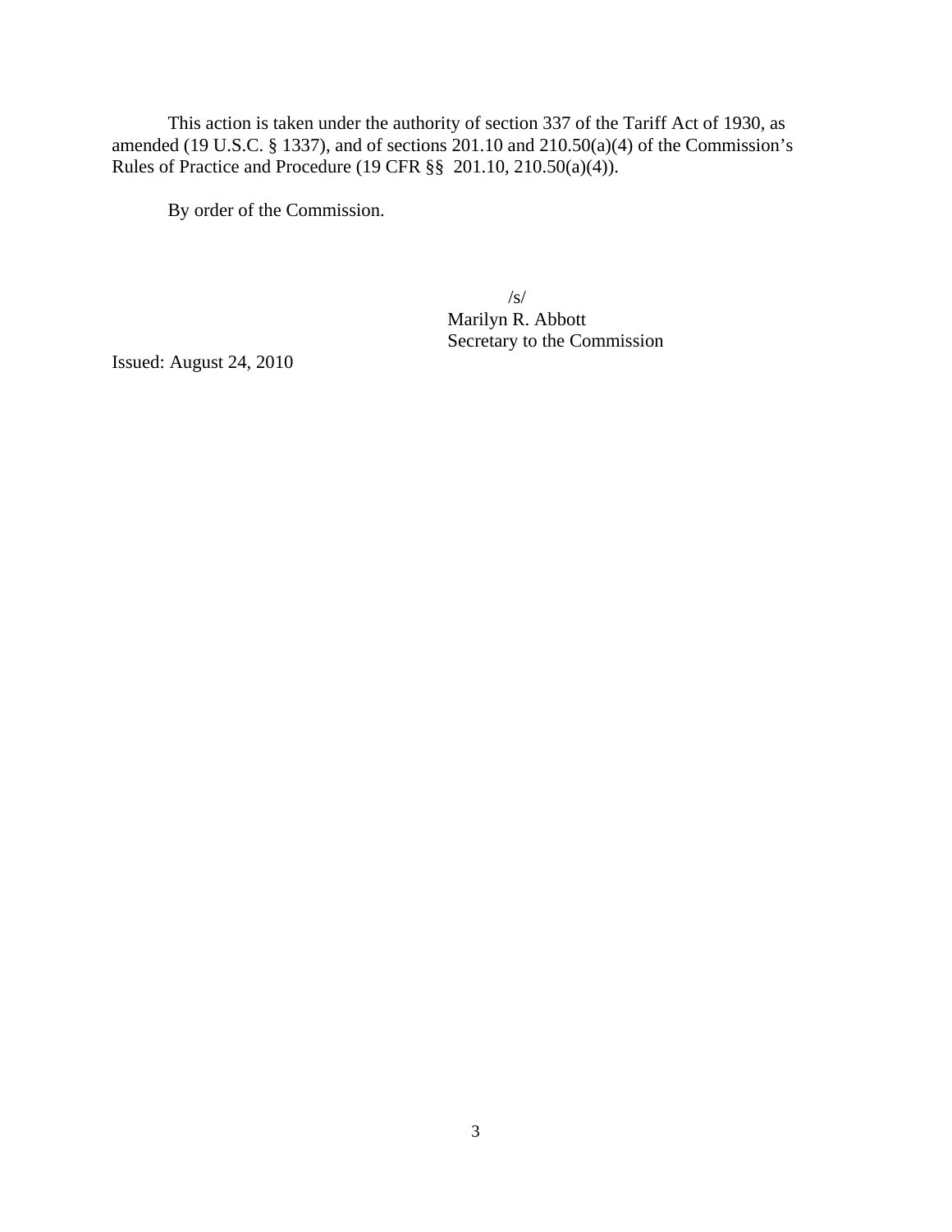This action is taken under the authority of section 337 of the Tariff Act of 1930, as amended (19 U.S.C. § 1337), and of sections 201.10 and 210.50(a)(4) of the Commission's Rules of Practice and Procedure (19 CFR §§ 201.10, 210.50(a)(4)).

By order of the Commission.

/s/
Marilyn R. Abbott
Secretary to the Commission

Issued: August 24, 2010